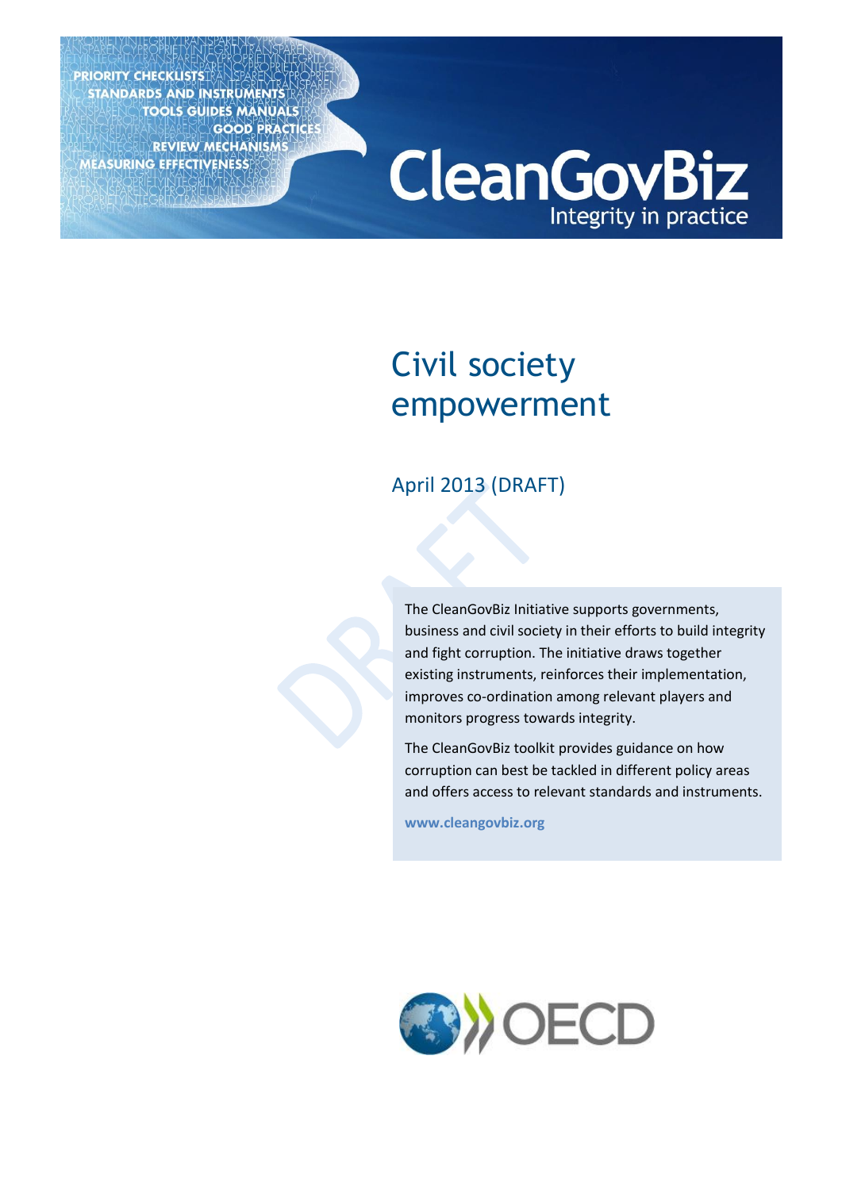PRIORITY CHECKLISTS
STANDARDS AND INSTRUMENTS
TOOLS GUIDES MANUALS
GOOD PRACTICES
REVIEW MECHANISMS
MEASURING EFFECTIVENESS

CleanGovBiz
Integrity in practice

# Civil society empowerment

April 2013 (DRAFT)

The CleanGovBiz Initiative supports governments, business and civil society in their efforts to build integrity and fight corruption. The initiative draws together existing instruments, reinforces their implementation, improves co-ordination among relevant players and monitors progress towards integrity.

The CleanGovBiz toolkit provides guidance on how corruption can best be tackled in different policy areas and offers access to relevant standards and instruments.

**www.cleangovbiz.org**

OECD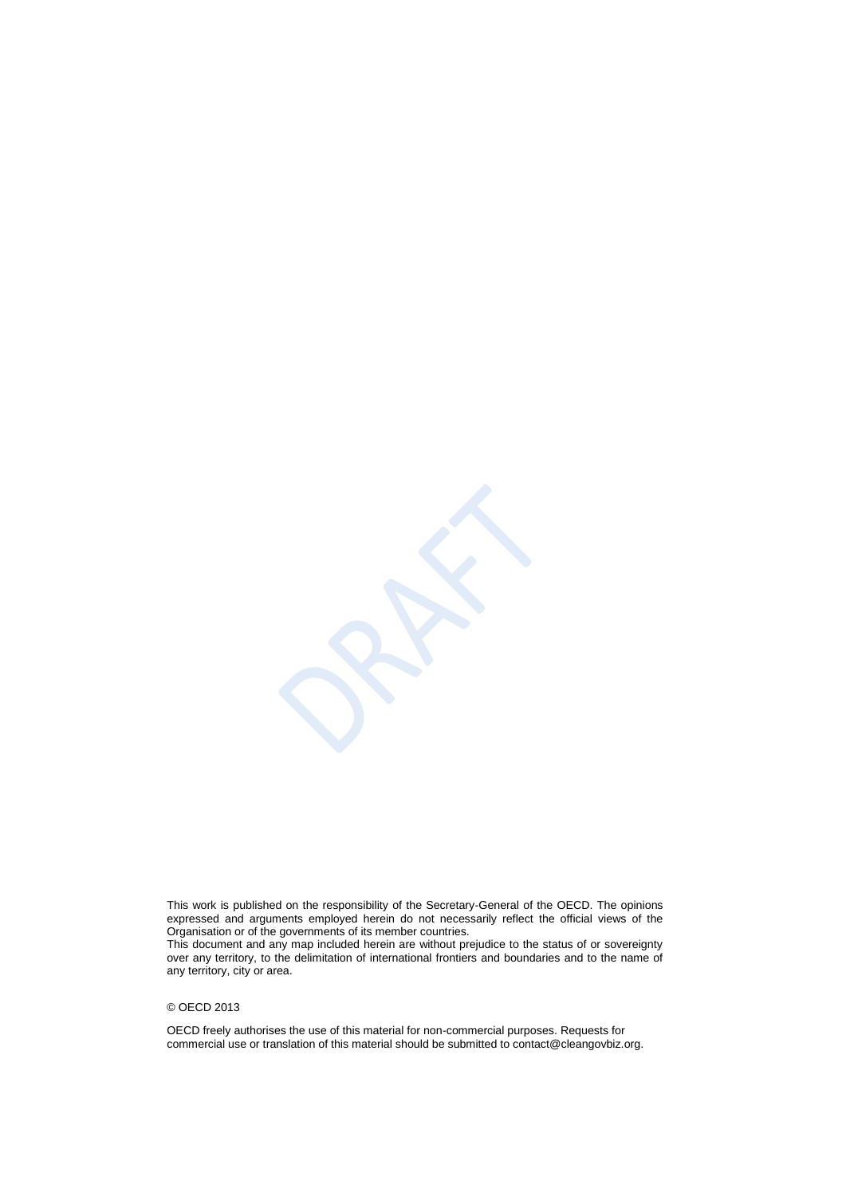This work is published on the responsibility of the Secretary-General of the OECD. The opinions expressed and arguments employed herein do not necessarily reflect the official views of the Organisation or of the governments of its member countries.
This document and any map included herein are without prejudice to the status of or sovereignty over any territory, to the delimitation of international frontiers and boundaries and to the name of any territory, city or area.

© OECD 2013

OECD freely authorises the use of this material for non-commercial purposes. Requests for commercial use or translation of this material should be submitted to contact@cleangovbiz.org.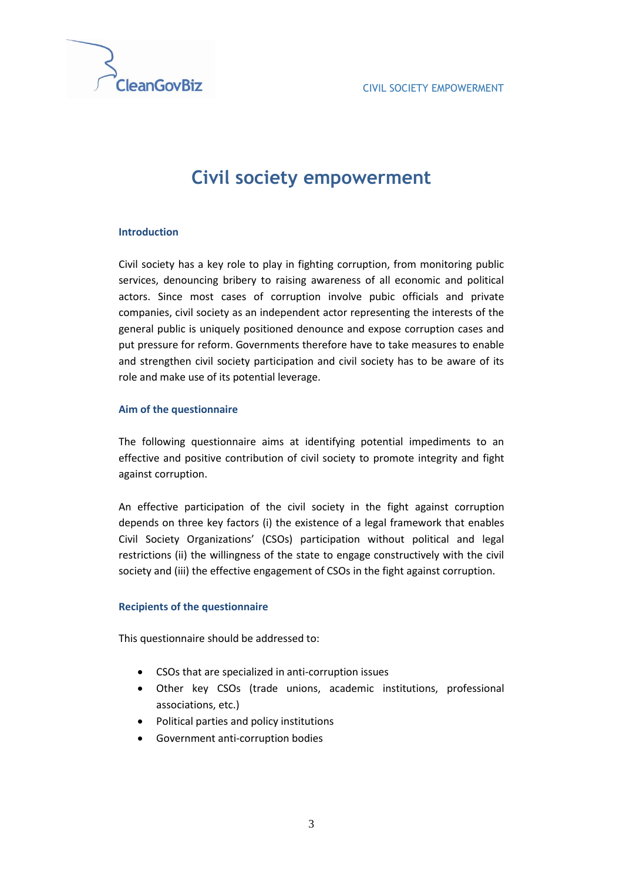# Civil society empowerment

## Introduction

Civil society has a key role to play in fighting corruption, from monitoring public services, denouncing bribery to raising awareness of all economic and political actors. Since most cases of corruption involve pubic officials and private companies, civil society as an independent actor representing the interests of the general public is uniquely positioned denounce and expose corruption cases and put pressure for reform. Governments therefore have to take measures to enable and strengthen civil society participation and civil society has to be aware of its role and make use of its potential leverage.

## Aim of the questionnaire

The following questionnaire aims at identifying potential impediments to an effective and positive contribution of civil society to promote integrity and fight against corruption.

An effective participation of the civil society in the fight against corruption depends on three key factors (i) the existence of a legal framework that enables Civil Society Organizations' (CSOs) participation without political and legal restrictions (ii) the willingness of the state to engage constructively with the civil society and (iii) the effective engagement of CSOs in the fight against corruption.

## Recipients of the questionnaire

This questionnaire should be addressed to:

- CSOs that are specialized in anti-corruption issues
- Other key CSOs (trade unions, academic institutions, professional associations, etc.)
- Political parties and policy institutions
- Government anti-corruption bodies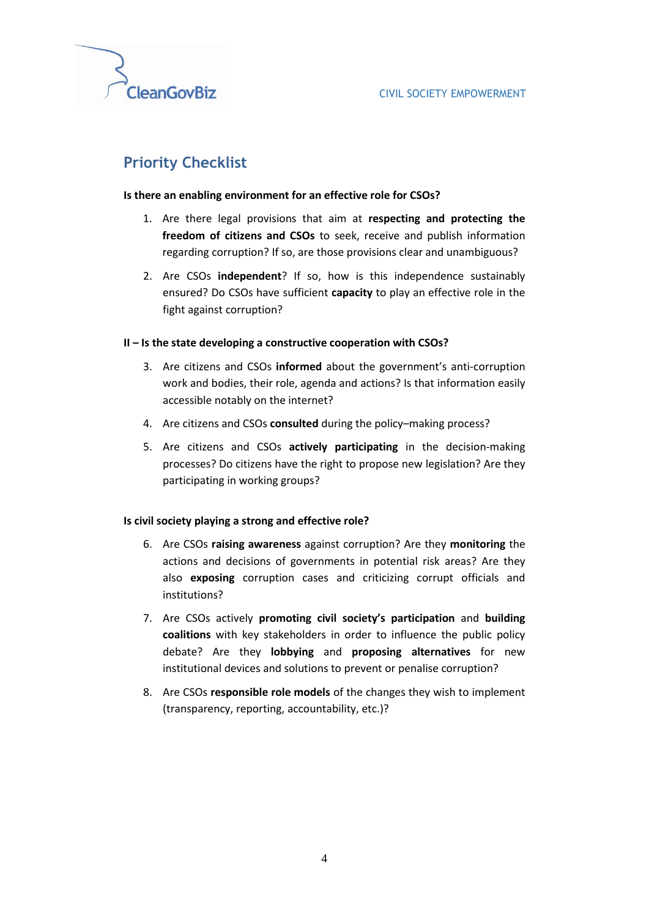## Priority Checklist

**Is there an enabling environment for an effective role for CSOs?**

1. Are there legal provisions that aim at **respecting and protecting the freedom of citizens and CSOs** to seek, receive and publish information regarding corruption? If so, are those provisions clear and unambiguous?
2. Are CSOs **independent**? If so, how is this independence sustainably ensured? Do CSOs have sufficient **capacity** to play an effective role in the fight against corruption?

**II – Is the state developing a constructive cooperation with CSOs?**

3. Are citizens and CSOs **informed** about the government's anti-corruption work and bodies, their role, agenda and actions? Is that information easily accessible notably on the internet?
4. Are citizens and CSOs **consulted** during the policy–making process?
5. Are citizens and CSOs **actively participating** in the decision-making processes? Do citizens have the right to propose new legislation? Are they participating in working groups?

**Is civil society playing a strong and effective role?**

6. Are CSOs **raising awareness** against corruption? Are they **monitoring** the actions and decisions of governments in potential risk areas? Are they also **exposing** corruption cases and criticizing corrupt officials and institutions?
7. Are CSOs actively **promoting civil society's participation** and **building coalitions** with key stakeholders in order to influence the public policy debate? Are they **lobbying** and **proposing alternatives** for new institutional devices and solutions to prevent or penalise corruption?
8. Are CSOs **responsible role models** of the changes they wish to implement (transparency, reporting, accountability, etc.)?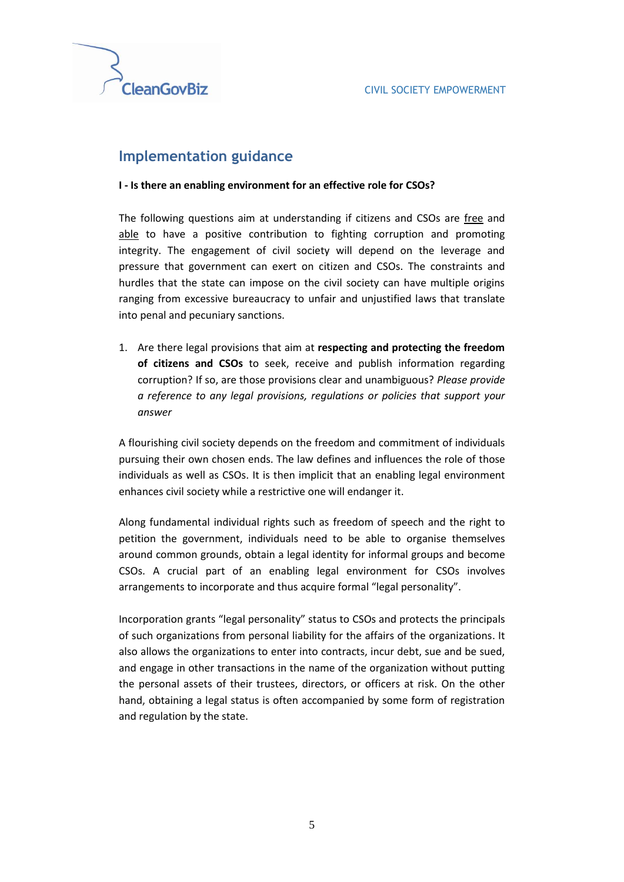## Implementation guidance

**I - Is there an enabling environment for an effective role for CSOs?**

The following questions aim at understanding if citizens and CSOs are free and able to have a positive contribution to fighting corruption and promoting integrity. The engagement of civil society will depend on the leverage and pressure that government can exert on citizen and CSOs. The constraints and hurdles that the state can impose on the civil society can have multiple origins ranging from excessive bureaucracy to unfair and unjustified laws that translate into penal and pecuniary sanctions.

1. Are there legal provisions that aim at **respecting and protecting the freedom of citizens and CSOs** to seek, receive and publish information regarding corruption? If so, are those provisions clear and unambiguous? *Please provide a reference to any legal provisions, regulations or policies that support your answer*

A flourishing civil society depends on the freedom and commitment of individuals pursuing their own chosen ends. The law defines and influences the role of those individuals as well as CSOs. It is then implicit that an enabling legal environment enhances civil society while a restrictive one will endanger it.

Along fundamental individual rights such as freedom of speech and the right to petition the government, individuals need to be able to organise themselves around common grounds, obtain a legal identity for informal groups and become CSOs. A crucial part of an enabling legal environment for CSOs involves arrangements to incorporate and thus acquire formal "legal personality".

Incorporation grants "legal personality" status to CSOs and protects the principals of such organizations from personal liability for the affairs of the organizations. It also allows the organizations to enter into contracts, incur debt, sue and be sued, and engage in other transactions in the name of the organization without putting the personal assets of their trustees, directors, or officers at risk. On the other hand, obtaining a legal status is often accompanied by some form of registration and regulation by the state.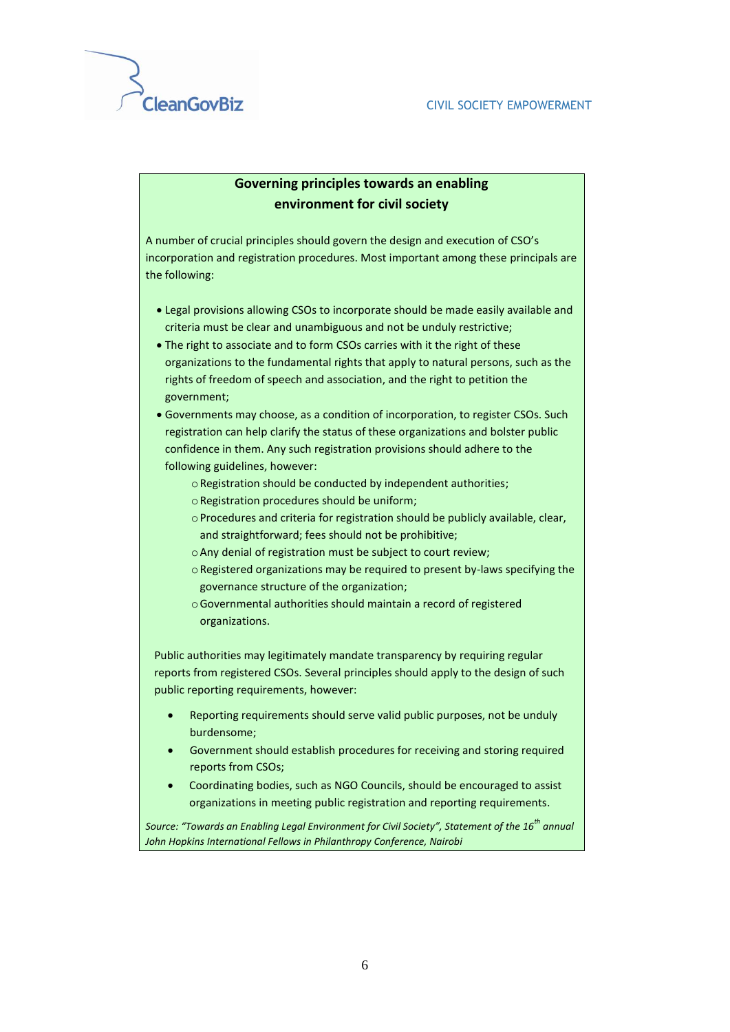**Governing principles towards an enabling environment for civil society**

A number of crucial principles should govern the design and execution of CSO's incorporation and registration procedures. Most important among these principals are the following:

- Legal provisions allowing CSOs to incorporate should be made easily available and criteria must be clear and unambiguous and not be unduly restrictive;
- The right to associate and to form CSOs carries with it the right of these organizations to the fundamental rights that apply to natural persons, such as the rights of freedom of speech and association, and the right to petition the government;
- Governments may choose, as a condition of incorporation, to register CSOs. Such registration can help clarify the status of these organizations and bolster public confidence in them. Any such registration provisions should adhere to the following guidelines, however:
  - Registration should be conducted by independent authorities;
  - Registration procedures should be uniform;
  - Procedures and criteria for registration should be publicly available, clear, and straightforward; fees should not be prohibitive;
  - Any denial of registration must be subject to court review;
  - Registered organizations may be required to present by-laws specifying the governance structure of the organization;
  - Governmental authorities should maintain a record of registered organizations.

Public authorities may legitimately mandate transparency by requiring regular reports from registered CSOs. Several principles should apply to the design of such public reporting requirements, however:

- Reporting requirements should serve valid public purposes, not be unduly burdensome;
- Government should establish procedures for receiving and storing required reports from CSOs;
- Coordinating bodies, such as NGO Councils, should be encouraged to assist organizations in meeting public registration and reporting requirements.

*Source: "Towards an Enabling Legal Environment for Civil Society", Statement of the 16th annual John Hopkins International Fellows in Philanthropy Conference, Nairobi*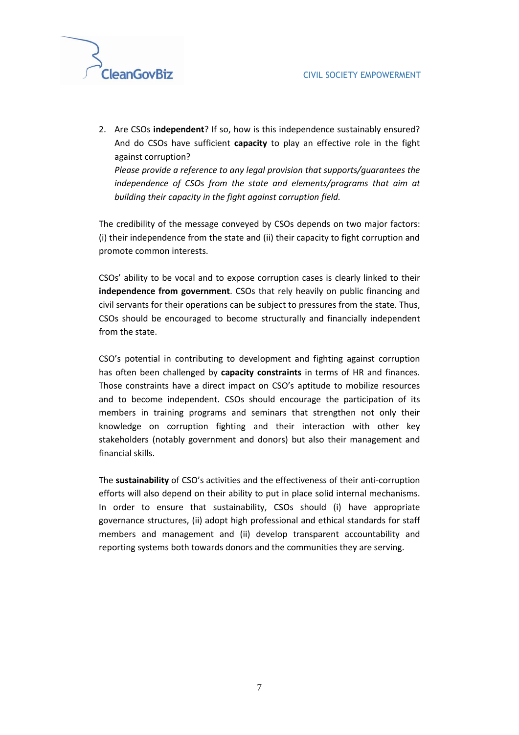2. Are CSOs **independent**? If so, how is this independence sustainably ensured? And do CSOs have sufficient **capacity** to play an effective role in the fight against corruption?
   *Please provide a reference to any legal provision that supports/guarantees the independence of CSOs from the state and elements/programs that aim at building their capacity in the fight against corruption field.*

The credibility of the message conveyed by CSOs depends on two major factors: (i) their independence from the state and (ii) their capacity to fight corruption and promote common interests.

CSOs' ability to be vocal and to expose corruption cases is clearly linked to their **independence from government**. CSOs that rely heavily on public financing and civil servants for their operations can be subject to pressures from the state. Thus, CSOs should be encouraged to become structurally and financially independent from the state.

CSO's potential in contributing to development and fighting against corruption has often been challenged by **capacity constraints** in terms of HR and finances. Those constraints have a direct impact on CSO's aptitude to mobilize resources and to become independent. CSOs should encourage the participation of its members in training programs and seminars that strengthen not only their knowledge on corruption fighting and their interaction with other key stakeholders (notably government and donors) but also their management and financial skills.

The **sustainability** of CSO's activities and the effectiveness of their anti-corruption efforts will also depend on their ability to put in place solid internal mechanisms. In order to ensure that sustainability, CSOs should (i) have appropriate governance structures, (ii) adopt high professional and ethical standards for staff members and management and (ii) develop transparent accountability and reporting systems both towards donors and the communities they are serving.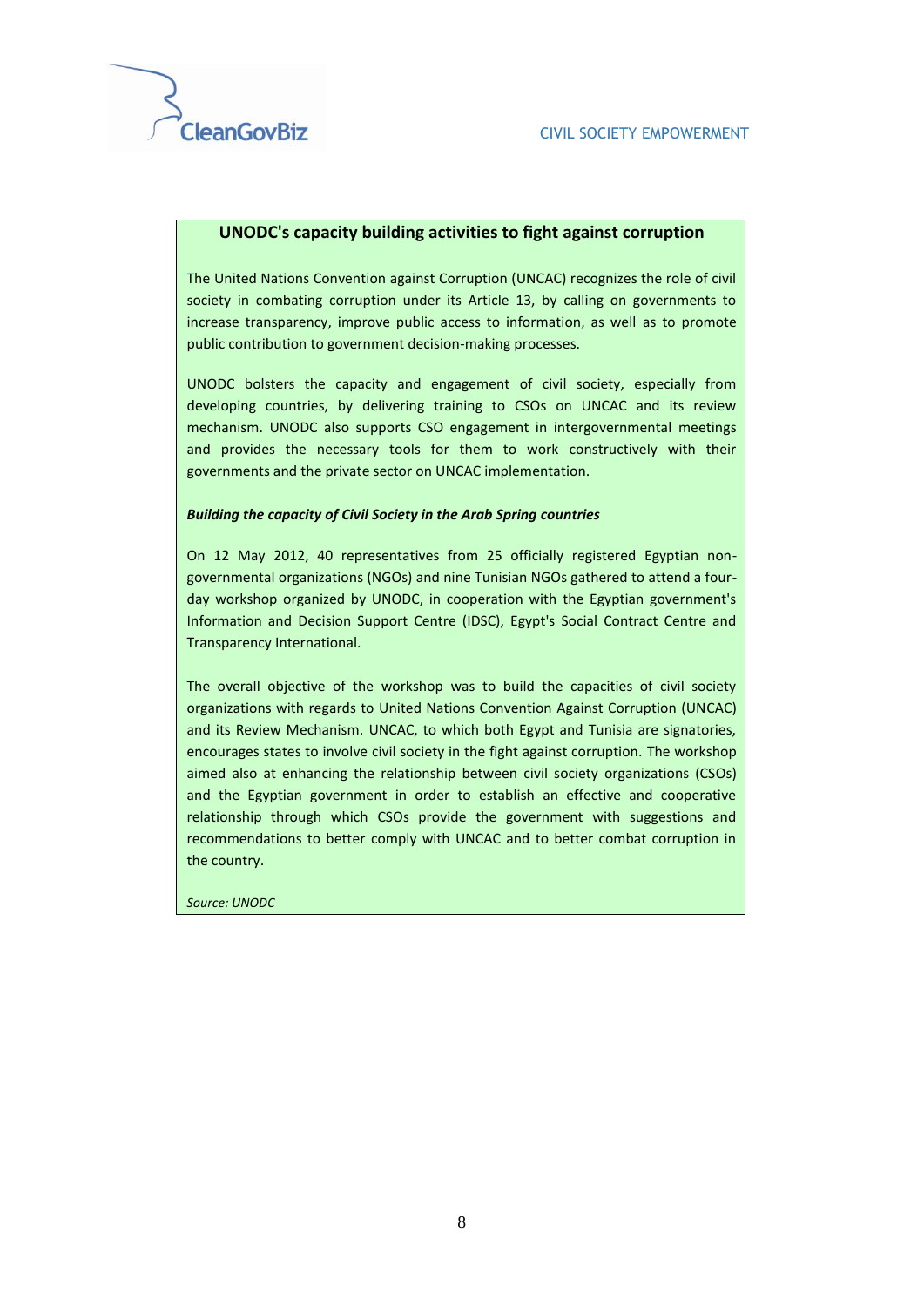## UNODC's capacity building activities to fight against corruption

The United Nations Convention against Corruption (UNCAC) recognizes the role of civil society in combating corruption under its Article 13, by calling on governments to increase transparency, improve public access to information, as well as to promote public contribution to government decision-making processes.

UNODC bolsters the capacity and engagement of civil society, especially from developing countries, by delivering training to CSOs on UNCAC and its review mechanism. UNODC also supports CSO engagement in intergovernmental meetings and provides the necessary tools for them to work constructively with their governments and the private sector on UNCAC implementation.

***Building the capacity of Civil Society in the Arab Spring countries***

On 12 May 2012, 40 representatives from 25 officially registered Egyptian non-governmental organizations (NGOs) and nine Tunisian NGOs gathered to attend a four-day workshop organized by UNODC, in cooperation with the Egyptian government's Information and Decision Support Centre (IDSC), Egypt's Social Contract Centre and Transparency International.

The overall objective of the workshop was to build the capacities of civil society organizations with regards to United Nations Convention Against Corruption (UNCAC) and its Review Mechanism. UNCAC, to which both Egypt and Tunisia are signatories, encourages states to involve civil society in the fight against corruption. The workshop aimed also at enhancing the relationship between civil society organizations (CSOs) and the Egyptian government in order to establish an effective and cooperative relationship through which CSOs provide the government with suggestions and recommendations to better comply with UNCAC and to better combat corruption in the country.

*Source: UNODC*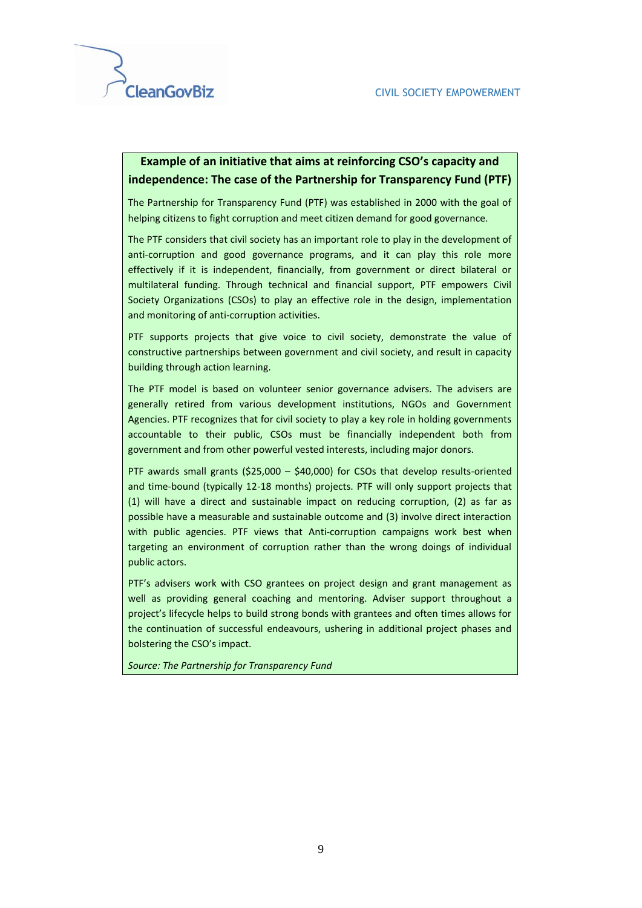**Example of an initiative that aims at reinforcing CSO's capacity and independence: The case of the Partnership for Transparency Fund (PTF)**

The Partnership for Transparency Fund (PTF) was established in 2000 with the goal of helping citizens to fight corruption and meet citizen demand for good governance.

The PTF considers that civil society has an important role to play in the development of anti-corruption and good governance programs, and it can play this role more effectively if it is independent, financially, from government or direct bilateral or multilateral funding. Through technical and financial support, PTF empowers Civil Society Organizations (CSOs) to play an effective role in the design, implementation and monitoring of anti-corruption activities.

PTF supports projects that give voice to civil society, demonstrate the value of constructive partnerships between government and civil society, and result in capacity building through action learning.

The PTF model is based on volunteer senior governance advisers. The advisers are generally retired from various development institutions, NGOs and Government Agencies. PTF recognizes that for civil society to play a key role in holding governments accountable to their public, CSOs must be financially independent both from government and from other powerful vested interests, including major donors.

PTF awards small grants ($25,000 – $40,000) for CSOs that develop results-oriented and time-bound (typically 12-18 months) projects. PTF will only support projects that (1) will have a direct and sustainable impact on reducing corruption, (2) as far as possible have a measurable and sustainable outcome and (3) involve direct interaction with public agencies. PTF views that Anti-corruption campaigns work best when targeting an environment of corruption rather than the wrong doings of individual public actors.

PTF's advisers work with CSO grantees on project design and grant management as well as providing general coaching and mentoring. Adviser support throughout a project's lifecycle helps to build strong bonds with grantees and often times allows for the continuation of successful endeavours, ushering in additional project phases and bolstering the CSO's impact.

*Source: The Partnership for Transparency Fund*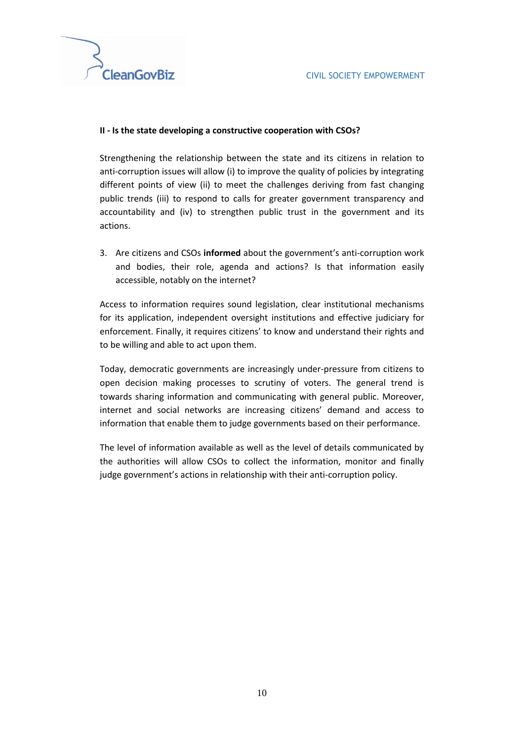**II - Is the state developing a constructive cooperation with CSOs?**

Strengthening the relationship between the state and its citizens in relation to anti-corruption issues will allow (i) to improve the quality of policies by integrating different points of view (ii) to meet the challenges deriving from fast changing public trends (iii) to respond to calls for greater government transparency and accountability and (iv) to strengthen public trust in the government and its actions.

3. Are citizens and CSOs **informed** about the government's anti-corruption work and bodies, their role, agenda and actions? Is that information easily accessible, notably on the internet?

Access to information requires sound legislation, clear institutional mechanisms for its application, independent oversight institutions and effective judiciary for enforcement. Finally, it requires citizens' to know and understand their rights and to be willing and able to act upon them.

Today, democratic governments are increasingly under-pressure from citizens to open decision making processes to scrutiny of voters. The general trend is towards sharing information and communicating with general public. Moreover, internet and social networks are increasing citizens' demand and access to information that enable them to judge governments based on their performance.

The level of information available as well as the level of details communicated by the authorities will allow CSOs to collect the information, monitor and finally judge government's actions in relationship with their anti-corruption policy.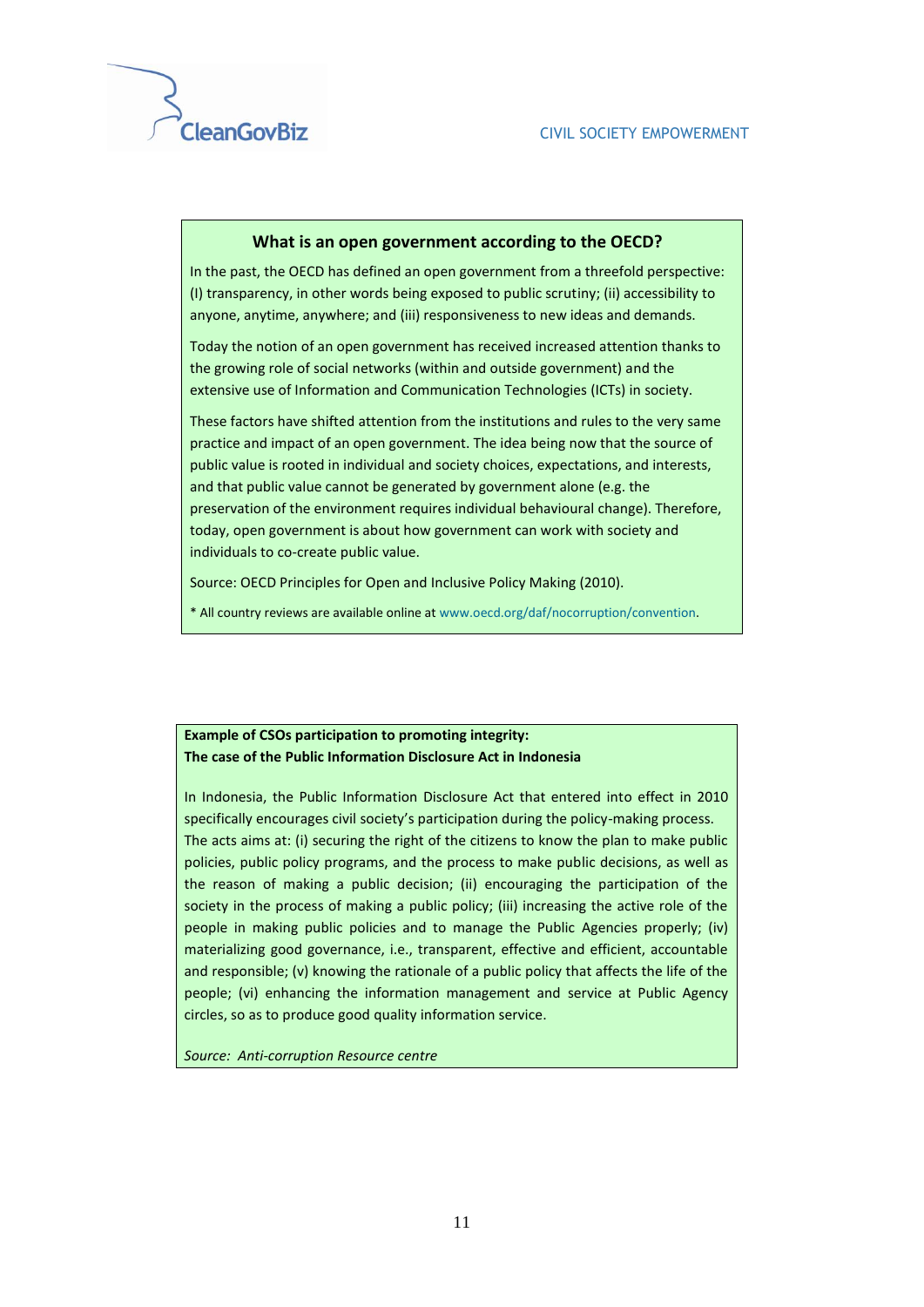### What is an open government according to the OECD?

In the past, the OECD has defined an open government from a threefold perspective: (I) transparency, in other words being exposed to public scrutiny; (ii) accessibility to anyone, anytime, anywhere; and (iii) responsiveness to new ideas and demands.

Today the notion of an open government has received increased attention thanks to the growing role of social networks (within and outside government) and the extensive use of Information and Communication Technologies (ICTs) in society.

These factors have shifted attention from the institutions and rules to the very same practice and impact of an open government. The idea being now that the source of public value is rooted in individual and society choices, expectations, and interests, and that public value cannot be generated by government alone (e.g. the preservation of the environment requires individual behavioural change). Therefore, today, open government is about how government can work with society and individuals to co-create public value.

Source: OECD Principles for Open and Inclusive Policy Making (2010).

* All country reviews are available online at www.oecd.org/daf/nocorruption/convention.

**Example of CSOs participation to promoting integrity:**
**The case of the Public Information Disclosure Act in Indonesia**

In Indonesia, the Public Information Disclosure Act that entered into effect in 2010 specifically encourages civil society's participation during the policy-making process. The acts aims at: (i) securing the right of the citizens to know the plan to make public policies, public policy programs, and the process to make public decisions, as well as the reason of making a public decision; (ii) encouraging the participation of the society in the process of making a public policy; (iii) increasing the active role of the people in making public policies and to manage the Public Agencies properly; (iv) materializing good governance, i.e., transparent, effective and efficient, accountable and responsible; (v) knowing the rationale of a public policy that affects the life of the people; (vi) enhancing the information management and service at Public Agency circles, so as to produce good quality information service.

*Source: Anti-corruption Resource centre*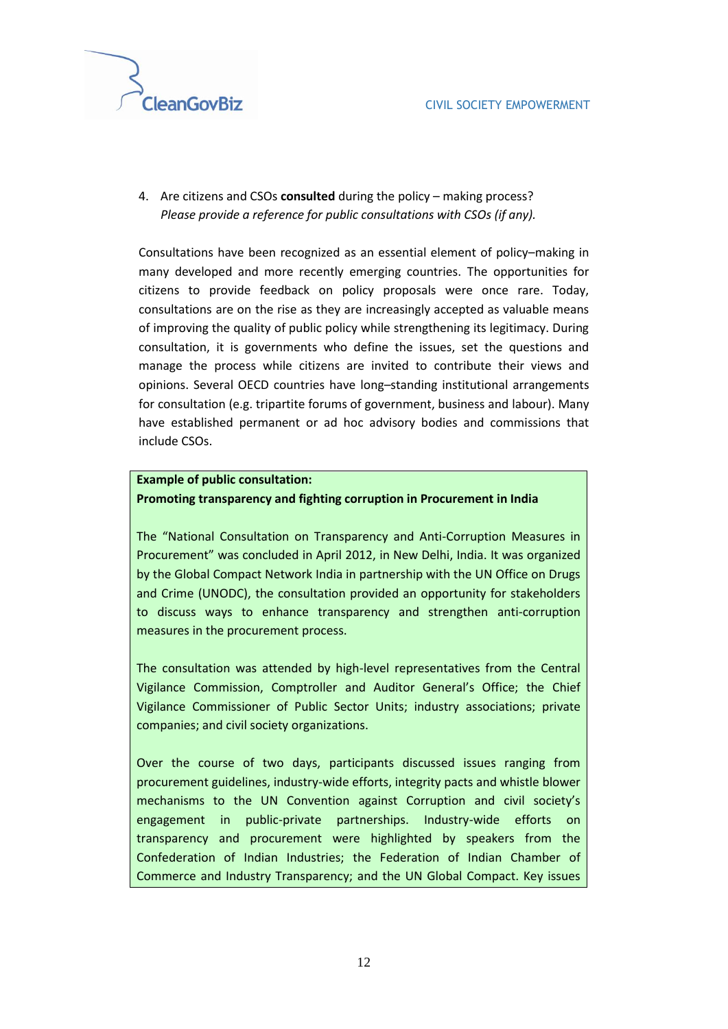4. Are citizens and CSOs **consulted** during the policy – making process?
   *Please provide a reference for public consultations with CSOs (if any).*

Consultations have been recognized as an essential element of policy–making in many developed and more recently emerging countries. The opportunities for citizens to provide feedback on policy proposals were once rare. Today, consultations are on the rise as they are increasingly accepted as valuable means of improving the quality of public policy while strengthening its legitimacy. During consultation, it is governments who define the issues, set the questions and manage the process while citizens are invited to contribute their views and opinions. Several OECD countries have long–standing institutional arrangements for consultation (e.g. tripartite forums of government, business and labour). Many have established permanent or ad hoc advisory bodies and commissions that include CSOs.

**Example of public consultation:**
**Promoting transparency and fighting corruption in Procurement in India**

The "National Consultation on Transparency and Anti-Corruption Measures in Procurement" was concluded in April 2012, in New Delhi, India. It was organized by the Global Compact Network India in partnership with the UN Office on Drugs and Crime (UNODC), the consultation provided an opportunity for stakeholders to discuss ways to enhance transparency and strengthen anti-corruption measures in the procurement process.

The consultation was attended by high-level representatives from the Central Vigilance Commission, Comptroller and Auditor General's Office; the Chief Vigilance Commissioner of Public Sector Units; industry associations; private companies; and civil society organizations.

Over the course of two days, participants discussed issues ranging from procurement guidelines, industry-wide efforts, integrity pacts and whistle blower mechanisms to the UN Convention against Corruption and civil society's engagement in public-private partnerships. Industry-wide efforts on transparency and procurement were highlighted by speakers from the Confederation of Indian Industries; the Federation of Indian Chamber of Commerce and Industry Transparency; and the UN Global Compact. Key issues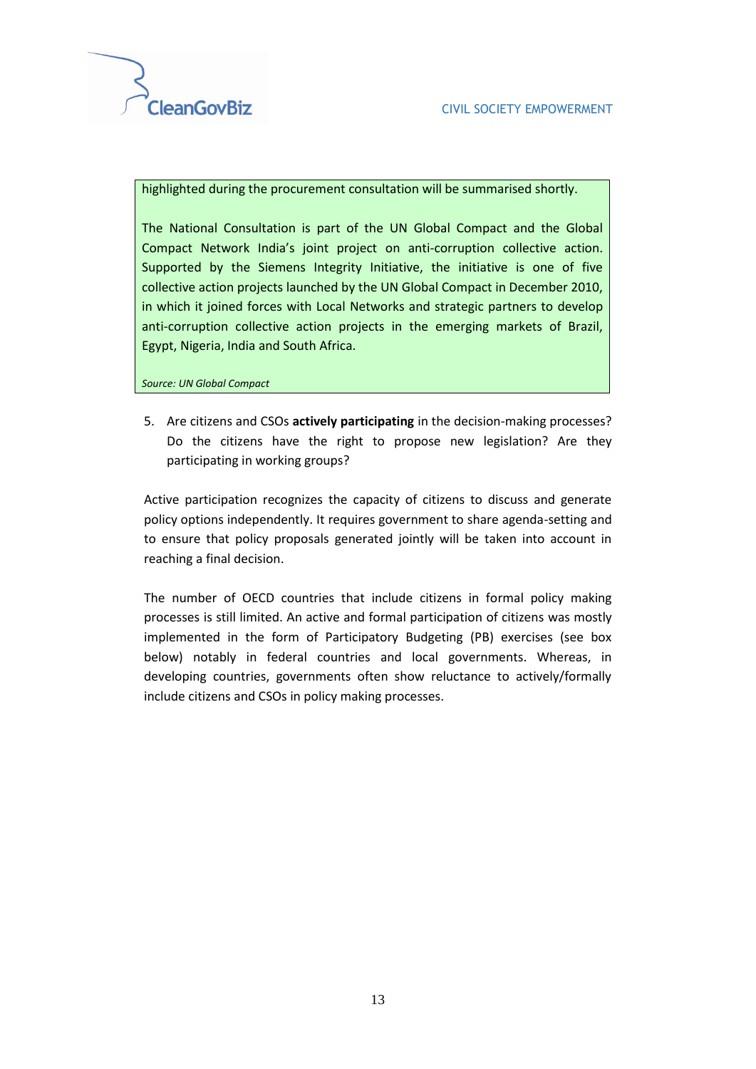highlighted during the procurement consultation will be summarised shortly.

The National Consultation is part of the UN Global Compact and the Global Compact Network India's joint project on anti-corruption collective action. Supported by the Siemens Integrity Initiative, the initiative is one of five collective action projects launched by the UN Global Compact in December 2010, in which it joined forces with Local Networks and strategic partners to develop anti-corruption collective action projects in the emerging markets of Brazil, Egypt, Nigeria, India and South Africa.

*Source: UN Global Compact*

5. Are citizens and CSOs **actively participating** in the decision-making processes? Do the citizens have the right to propose new legislation? Are they participating in working groups?

Active participation recognizes the capacity of citizens to discuss and generate policy options independently. It requires government to share agenda-setting and to ensure that policy proposals generated jointly will be taken into account in reaching a final decision.

The number of OECD countries that include citizens in formal policy making processes is still limited. An active and formal participation of citizens was mostly implemented in the form of Participatory Budgeting (PB) exercises (see box below) notably in federal countries and local governments. Whereas, in developing countries, governments often show reluctance to actively/formally include citizens and CSOs in policy making processes.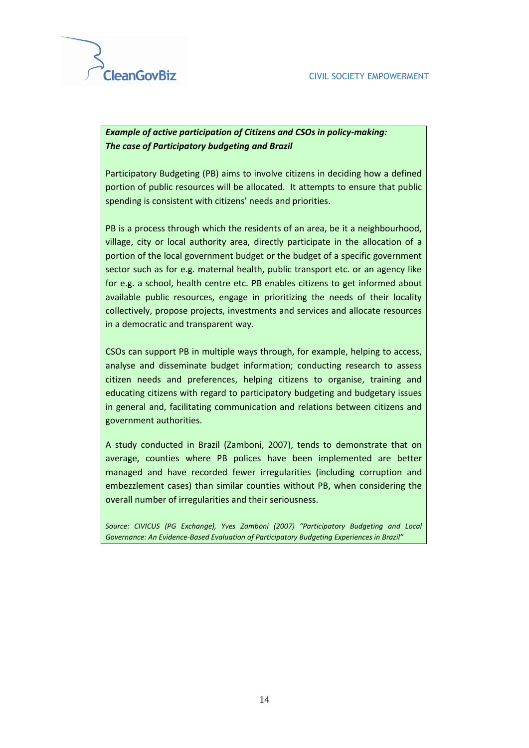***Example of active participation of Citizens and CSOs in policy-making:***
***The case of Participatory budgeting and Brazil***

Participatory Budgeting (PB) aims to involve citizens in deciding how a defined portion of public resources will be allocated. It attempts to ensure that public spending is consistent with citizens' needs and priorities.

PB is a process through which the residents of an area, be it a neighbourhood, village, city or local authority area, directly participate in the allocation of a portion of the local government budget or the budget of a specific government sector such as for e.g. maternal health, public transport etc. or an agency like for e.g. a school, health centre etc. PB enables citizens to get informed about available public resources, engage in prioritizing the needs of their locality collectively, propose projects, investments and services and allocate resources in a democratic and transparent way.

CSOs can support PB in multiple ways through, for example, helping to access, analyse and disseminate budget information; conducting research to assess citizen needs and preferences, helping citizens to organise, training and educating citizens with regard to participatory budgeting and budgetary issues in general and, facilitating communication and relations between citizens and government authorities.

A study conducted in Brazil (Zamboni, 2007), tends to demonstrate that on average, counties where PB polices have been implemented are better managed and have recorded fewer irregularities (including corruption and embezzlement cases) than similar counties without PB, when considering the overall number of irregularities and their seriousness.

*Source: CIVICUS (PG Exchange), Yves Zamboni (2007) "Participatory Budgeting and Local Governance: An Evidence-Based Evaluation of Participatory Budgeting Experiences in Brazil"*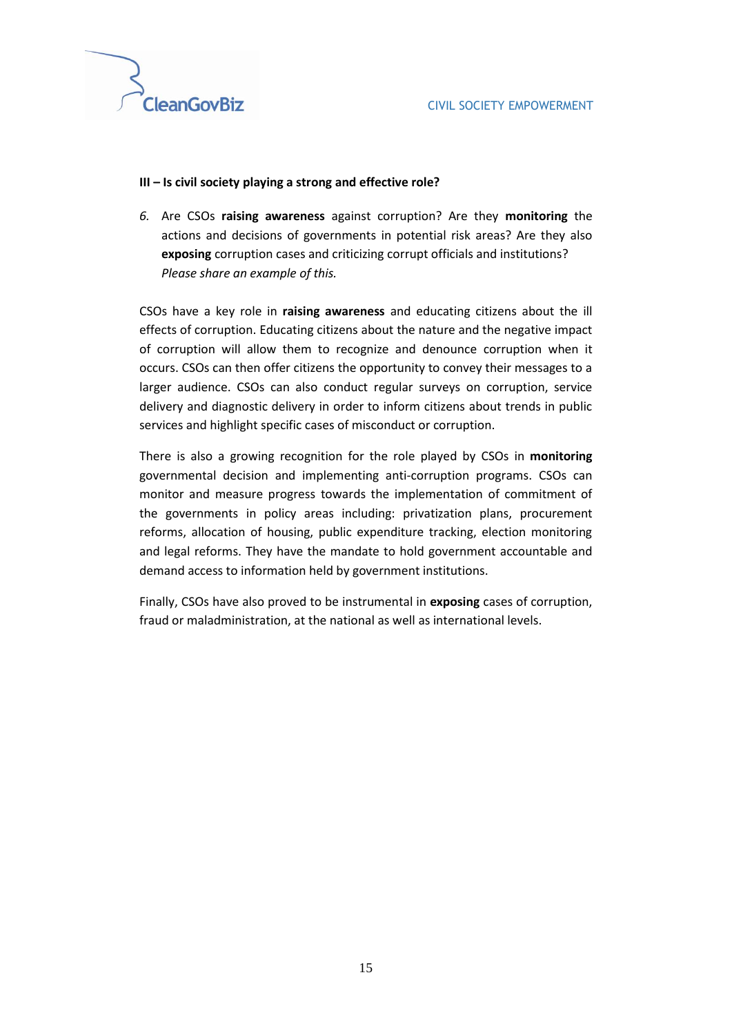**III – Is civil society playing a strong and effective role?**

6. Are CSOs **raising awareness** against corruption? Are they **monitoring** the actions and decisions of governments in potential risk areas? Are they also **exposing** corruption cases and criticizing corrupt officials and institutions? *Please share an example of this.*

CSOs have a key role in **raising awareness** and educating citizens about the ill effects of corruption. Educating citizens about the nature and the negative impact of corruption will allow them to recognize and denounce corruption when it occurs. CSOs can then offer citizens the opportunity to convey their messages to a larger audience. CSOs can also conduct regular surveys on corruption, service delivery and diagnostic delivery in order to inform citizens about trends in public services and highlight specific cases of misconduct or corruption.

There is also a growing recognition for the role played by CSOs in **monitoring** governmental decision and implementing anti-corruption programs. CSOs can monitor and measure progress towards the implementation of commitment of the governments in policy areas including: privatization plans, procurement reforms, allocation of housing, public expenditure tracking, election monitoring and legal reforms. They have the mandate to hold government accountable and demand access to information held by government institutions.

Finally, CSOs have also proved to be instrumental in **exposing** cases of corruption, fraud or maladministration, at the national as well as international levels.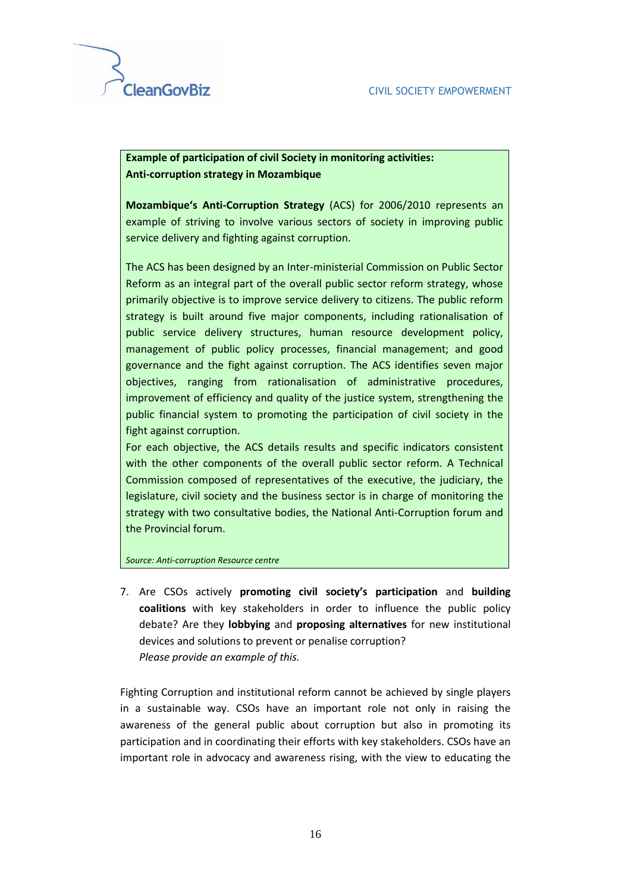**Example of participation of civil Society in monitoring activities: Anti-corruption strategy in Mozambique**

**Mozambique's Anti-Corruption Strategy** (ACS) for 2006/2010 represents an example of striving to involve various sectors of society in improving public service delivery and fighting against corruption.

The ACS has been designed by an Inter-ministerial Commission on Public Sector Reform as an integral part of the overall public sector reform strategy, whose primarily objective is to improve service delivery to citizens. The public reform strategy is built around five major components, including rationalisation of public service delivery structures, human resource development policy, management of public policy processes, financial management; and good governance and the fight against corruption. The ACS identifies seven major objectives, ranging from rationalisation of administrative procedures, improvement of efficiency and quality of the justice system, strengthening the public financial system to promoting the participation of civil society in the fight against corruption.

For each objective, the ACS details results and specific indicators consistent with the other components of the overall public sector reform. A Technical Commission composed of representatives of the executive, the judiciary, the legislature, civil society and the business sector is in charge of monitoring the strategy with two consultative bodies, the National Anti-Corruption forum and the Provincial forum.

*Source: Anti-corruption Resource centre*

7. Are CSOs actively **promoting civil society's participation** and **building coalitions** with key stakeholders in order to influence the public policy debate? Are they **lobbying** and **proposing alternatives** for new institutional devices and solutions to prevent or penalise corruption?
   *Please provide an example of this.*

Fighting Corruption and institutional reform cannot be achieved by single players in a sustainable way. CSOs have an important role not only in raising the awareness of the general public about corruption but also in promoting its participation and in coordinating their efforts with key stakeholders. CSOs have an important role in advocacy and awareness rising, with the view to educating the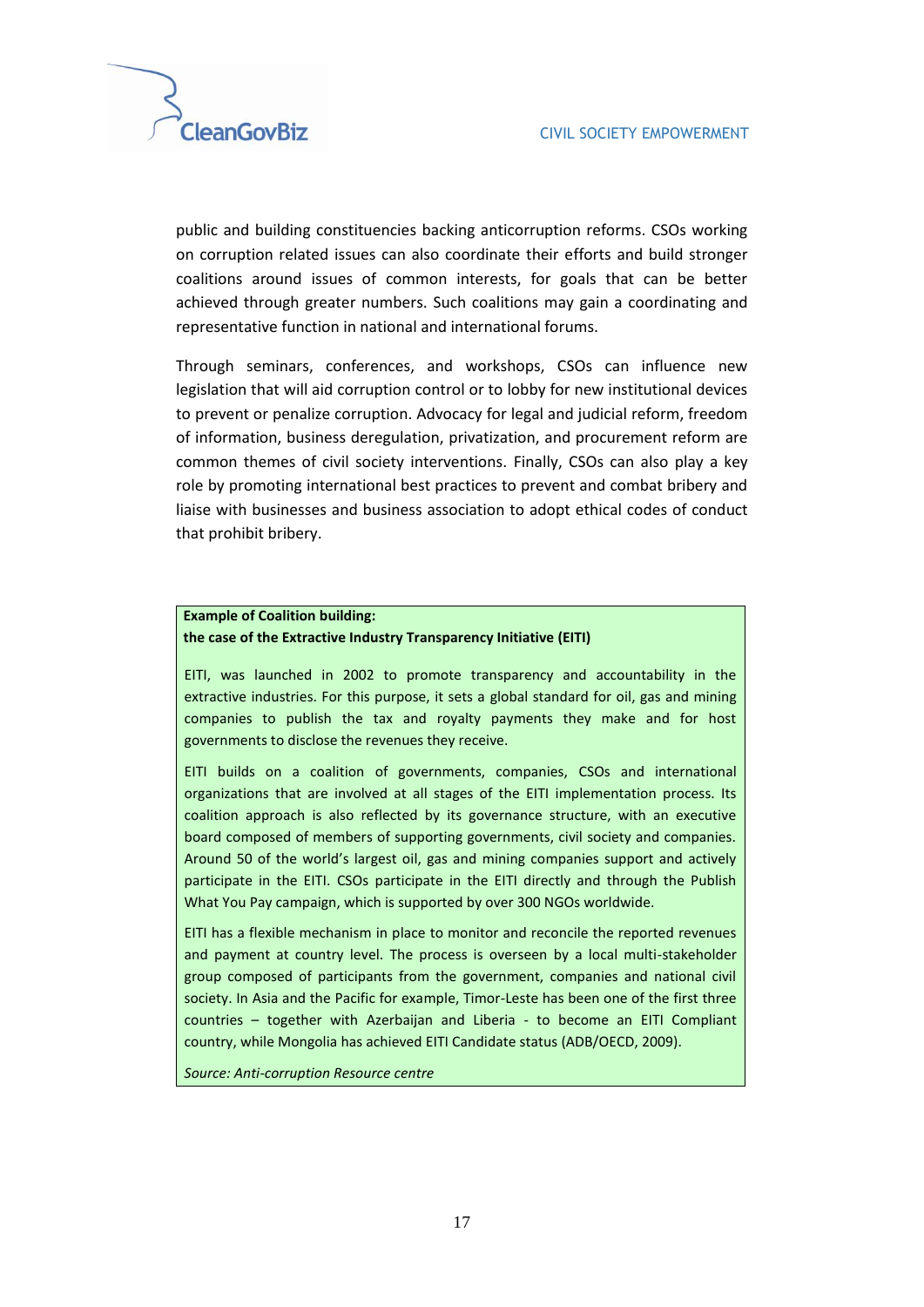public and building constituencies backing anticorruption reforms. CSOs working on corruption related issues can also coordinate their efforts and build stronger coalitions around issues of common interests, for goals that can be better achieved through greater numbers. Such coalitions may gain a coordinating and representative function in national and international forums.

Through seminars, conferences, and workshops, CSOs can influence new legislation that will aid corruption control or to lobby for new institutional devices to prevent or penalize corruption. Advocacy for legal and judicial reform, freedom of information, business deregulation, privatization, and procurement reform are common themes of civil society interventions. Finally, CSOs can also play a key role by promoting international best practices to prevent and combat bribery and liaise with businesses and business association to adopt ethical codes of conduct that prohibit bribery.

**Example of Coalition building:**
**the case of the Extractive Industry Transparency Initiative (EITI)**

EITI, was launched in 2002 to promote transparency and accountability in the extractive industries. For this purpose, it sets a global standard for oil, gas and mining companies to publish the tax and royalty payments they make and for host governments to disclose the revenues they receive.

EITI builds on a coalition of governments, companies, CSOs and international organizations that are involved at all stages of the EITI implementation process. Its coalition approach is also reflected by its governance structure, with an executive board composed of members of supporting governments, civil society and companies. Around 50 of the world's largest oil, gas and mining companies support and actively participate in the EITI. CSOs participate in the EITI directly and through the Publish What You Pay campaign, which is supported by over 300 NGOs worldwide.

EITI has a flexible mechanism in place to monitor and reconcile the reported revenues and payment at country level. The process is overseen by a local multi-stakeholder group composed of participants from the government, companies and national civil society. In Asia and the Pacific for example, Timor-Leste has been one of the first three countries – together with Azerbaijan and Liberia - to become an EITI Compliant country, while Mongolia has achieved EITI Candidate status (ADB/OECD, 2009).

*Source: Anti-corruption Resource centre*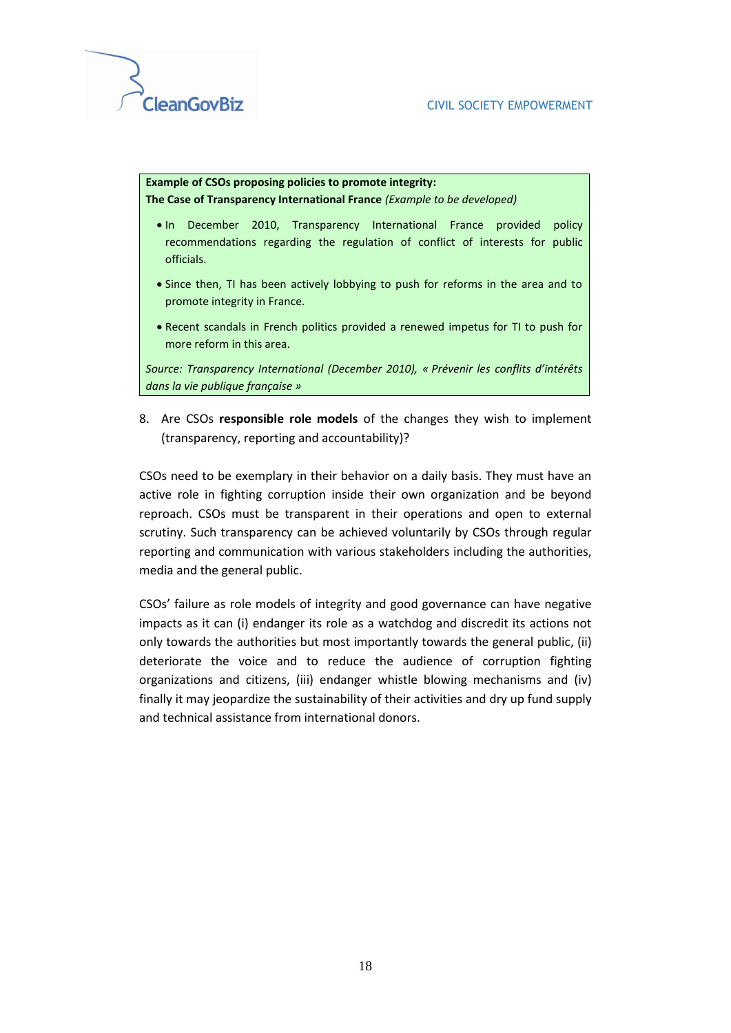**Example of CSOs proposing policies to promote integrity:**
**The Case of Transparency International France** *(Example to be developed)*

- In December 2010, Transparency International France provided policy recommendations regarding the regulation of conflict of interests for public officials.
- Since then, TI has been actively lobbying to push for reforms in the area and to promote integrity in France.
- Recent scandals in French politics provided a renewed impetus for TI to push for more reform in this area.

*Source: Transparency International (December 2010), « Prévenir les conflits d'intérêts dans la vie publique française »*

8. Are CSOs **responsible role models** of the changes they wish to implement (transparency, reporting and accountability)?

CSOs need to be exemplary in their behavior on a daily basis. They must have an active role in fighting corruption inside their own organization and be beyond reproach. CSOs must be transparent in their operations and open to external scrutiny. Such transparency can be achieved voluntarily by CSOs through regular reporting and communication with various stakeholders including the authorities, media and the general public.

CSOs' failure as role models of integrity and good governance can have negative impacts as it can (i) endanger its role as a watchdog and discredit its actions not only towards the authorities but most importantly towards the general public, (ii) deteriorate the voice and to reduce the audience of corruption fighting organizations and citizens, (iii) endanger whistle blowing mechanisms and (iv) finally it may jeopardize the sustainability of their activities and dry up fund supply and technical assistance from international donors.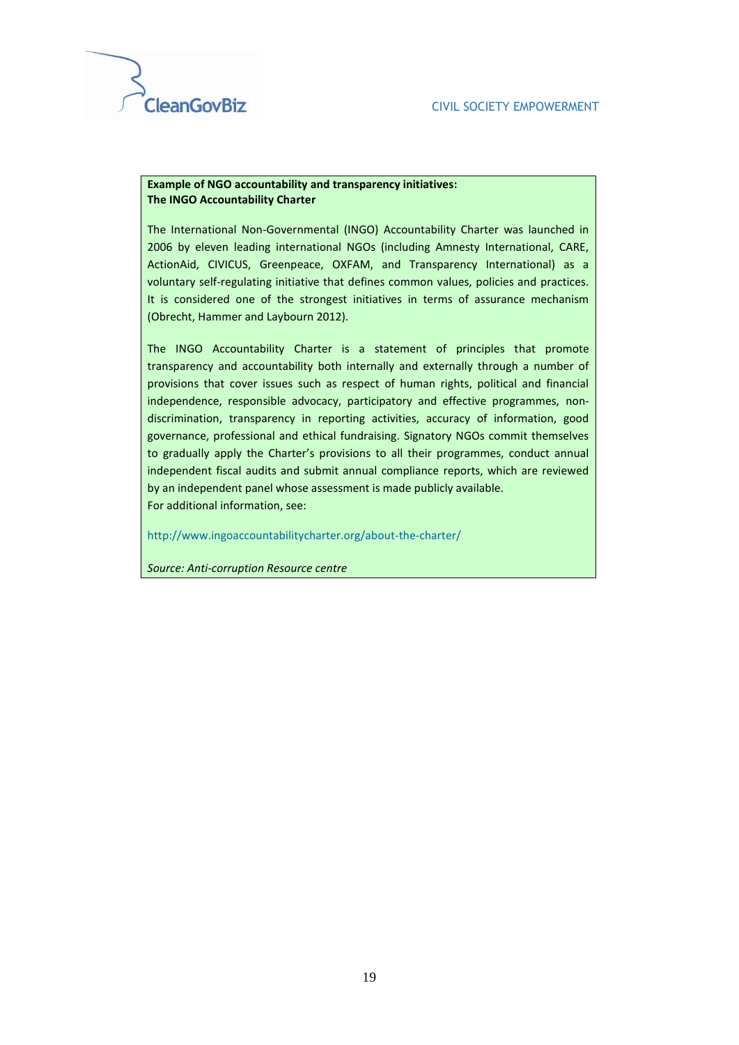**Example of NGO accountability and transparency initiatives:**
**The INGO Accountability Charter**

The International Non-Governmental (INGO) Accountability Charter was launched in 2006 by eleven leading international NGOs (including Amnesty International, CARE, ActionAid, CIVICUS, Greenpeace, OXFAM, and Transparency International) as a voluntary self-regulating initiative that defines common values, policies and practices. It is considered one of the strongest initiatives in terms of assurance mechanism (Obrecht, Hammer and Laybourn 2012).

The INGO Accountability Charter is a statement of principles that promote transparency and accountability both internally and externally through a number of provisions that cover issues such as respect of human rights, political and financial independence, responsible advocacy, participatory and effective programmes, non-discrimination, transparency in reporting activities, accuracy of information, good governance, professional and ethical fundraising. Signatory NGOs commit themselves to gradually apply the Charter's provisions to all their programmes, conduct annual independent fiscal audits and submit annual compliance reports, which are reviewed by an independent panel whose assessment is made publicly available.
For additional information, see:

http://www.ingoaccountabilitycharter.org/about-the-charter/

*Source: Anti-corruption Resource centre*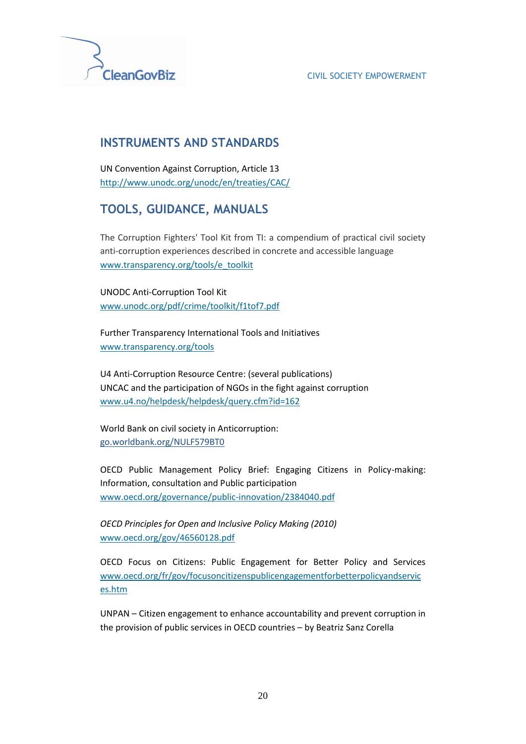## INSTRUMENTS AND STANDARDS

UN Convention Against Corruption, Article 13
http://www.unodc.org/unodc/en/treaties/CAC/

## TOOLS, GUIDANCE, MANUALS

The Corruption Fighters' Tool Kit from TI: a compendium of practical civil society anti-corruption experiences described in concrete and accessible language
www.transparency.org/tools/e_toolkit

UNODC Anti-Corruption Tool Kit
www.unodc.org/pdf/crime/toolkit/f1tof7.pdf

Further Transparency International Tools and Initiatives
www.transparency.org/tools

U4 Anti-Corruption Resource Centre: (several publications)
UNCAC and the participation of NGOs in the fight against corruption
www.u4.no/helpdesk/helpdesk/query.cfm?id=162

World Bank on civil society in Anticorruption:
go.worldbank.org/NULF579BT0

OECD Public Management Policy Brief: Engaging Citizens in Policy-making: Information, consultation and Public participation
www.oecd.org/governance/public-innovation/2384040.pdf

*OECD Principles for Open and Inclusive Policy Making (2010)*
www.oecd.org/gov/46560128.pdf

OECD Focus on Citizens: Public Engagement for Better Policy and Services
www.oecd.org/fr/gov/focusoncitizenspublicengagementforbetterpolicyandservices.htm

UNPAN – Citizen engagement to enhance accountability and prevent corruption in the provision of public services in OECD countries – by Beatriz Sanz Corella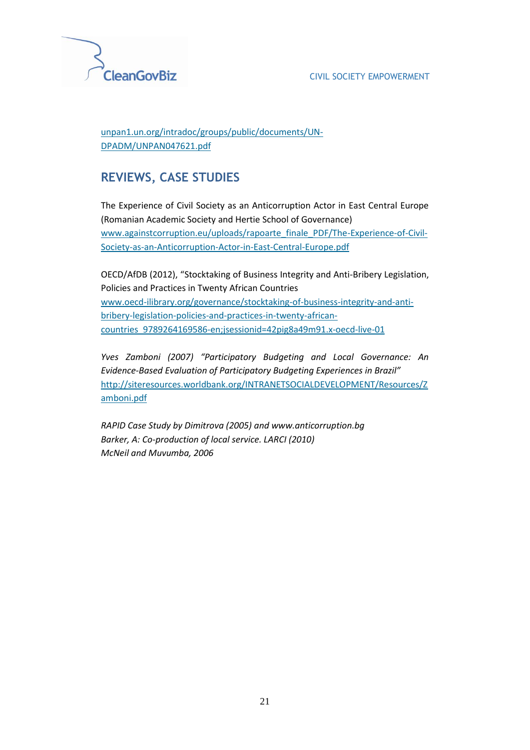unpan1.un.org/intradoc/groups/public/documents/UN-DPADM/UNPAN047621.pdf

## REVIEWS, CASE STUDIES

The Experience of Civil Society as an Anticorruption Actor in East Central Europe (Romanian Academic Society and Hertie School of Governance)
www.againstcorruption.eu/uploads/rapoarte_finale_PDF/The-Experience-of-Civil-Society-as-an-Anticorruption-Actor-in-East-Central-Europe.pdf

OECD/AfDB (2012), "Stocktaking of Business Integrity and Anti-Bribery Legislation, Policies and Practices in Twenty African Countries
www.oecd-ilibrary.org/governance/stocktaking-of-business-integrity-and-anti-bribery-legislation-policies-and-practices-in-twenty-african-countries_9789264169586-en;jsessionid=42pig8a49m91.x-oecd-live-01

*Yves Zamboni (2007) "Participatory Budgeting and Local Governance: An Evidence-Based Evaluation of Participatory Budgeting Experiences in Brazil"*
http://siteresources.worldbank.org/INTRANETSOCIALDEVELOPMENT/Resources/Zamboni.pdf

*RAPID Case Study by Dimitrova (2005) and www.anticorruption.bg*
*Barker, A: Co-production of local service. LARCI (2010)*
*McNeil and Muvumba, 2006*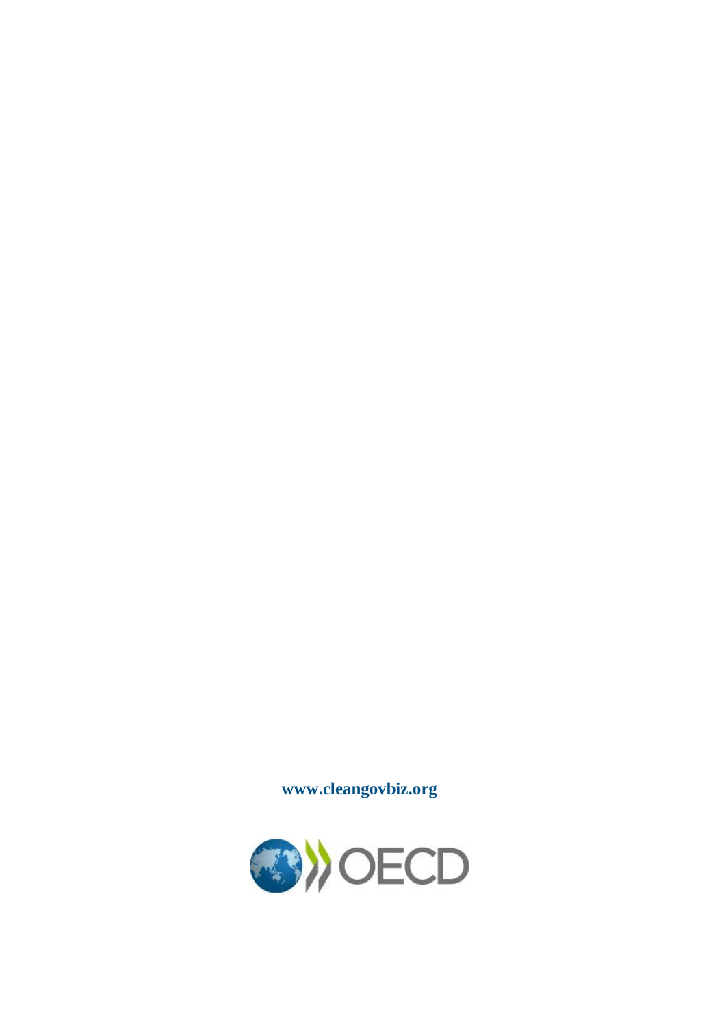www.cleangovbiz.org

OECD